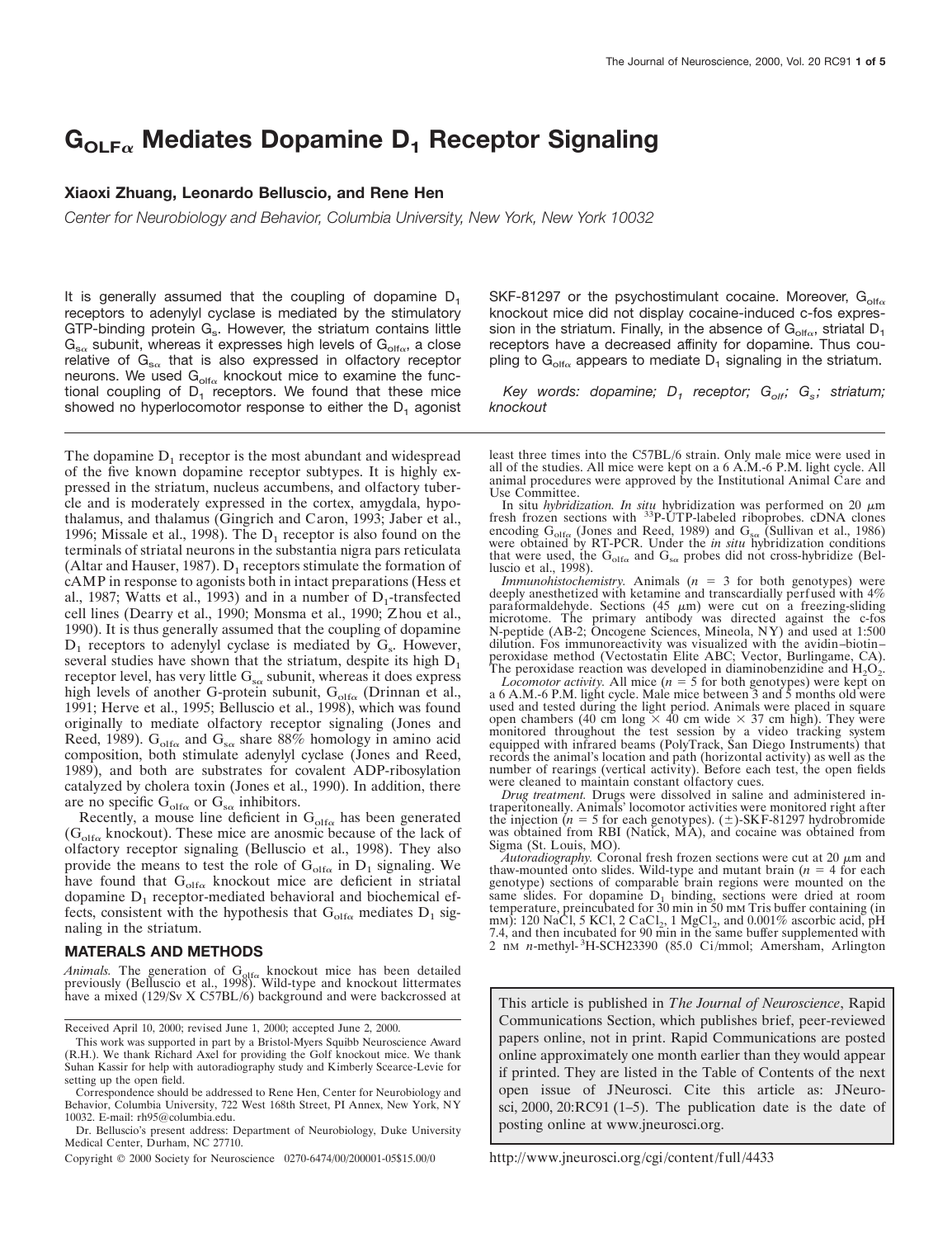# $G_{OLF\alpha}$ Mediates Dopamine $D_1$ Receptor Signaling

**Xiaoxi Zhuang, Leonardo Belluscio, and Rene Hen**

*Center for Neurobiology and Behavior, Columbia University, New York, New York 10032*

It is generally assumed that the coupling of dopamine $D_1$ receptors to adenylyl cyclase is mediated by the stimulatory GTP-binding protein $G_s$. However, the striatum contains little $G_{s\alpha}$ subunit, whereas it expresses high levels of $G_{olf\alpha}$, a close relative of $G_{s\alpha}$ that is also expressed in olfactory receptor neurons. We used $G_{olf\alpha}$ knockout mice to examine the functional coupling of $D_1$ receptors. We found that these mice showed no hyperlocomotor response to either the $D_1$ agonist SKF-81297 or the psychostimulant cocaine. Moreover, $G_{olf\alpha}$ knockout mice did not display cocaine-induced c-fos expression in the striatum. Finally, in the absence of $G_{olf\alpha}$, striatal $D_1$ receptors have a decreased affinity for dopamine. Thus coupling to $G_{olf\alpha}$ appears to mediate $D_1$ signaling in the striatum.

*Key words: dopamine; $D_1$ receptor; $G_{olf}$; $G_s$; striatum; knockout*

The dopamine $D_1$ receptor is the most abundant and widespread of the five known dopamine receptor subtypes. It is highly expressed in the striatum, nucleus accumbens, and olfactory tubercle and is moderately expressed in the cortex, amygdala, hypothalamus, and thalamus (Gingrich and Caron, 1993; Jaber et al., 1996; Missale et al., 1998). The $D_1$ receptor is also found on the terminals of striatal neurons in the substantia nigra pars reticulata (Altar and Hauser, 1987). $D_1$ receptors stimulate the formation of cAMP in response to agonists both in intact preparations (Hess et al., 1987; Watts et al., 1993) and in a number of $D_1$-transfected cell lines (Dearry et al., 1990; Monsma et al., 1990; Zhou et al., 1990). It is thus generally assumed that the coupling of dopamine $D_1$ receptors to adenylyl cyclase is mediated by $G_s$. However, several studies have shown that the striatum, despite its high $D_1$ receptor level, has very little $G_{s\alpha}$ subunit, whereas it does express high levels of another G-protein subunit, $G_{olf\alpha}$ (Drinnan et al., 1991; Herve et al., 1995; Belluscio et al., 1998), which was found originally to mediate olfactory receptor signaling (Jones and Reed, 1989). $G_{olf\alpha}$ and $G_{s\alpha}$ share 88% homology in amino acid composition, both stimulate adenylyl cyclase (Jones and Reed, 1989), and both are substrates for covalent ADP-ribosylation catalyzed by cholera toxin (Jones et al., 1990). In addition, there are no specific $G_{olf\alpha}$ or $G_{s\alpha}$ inhibitors.

Recently, a mouse line deficient in $G_{olf\alpha}$ has been generated ($G_{olf\alpha}$ knockout). These mice are anosmic because of the lack of olfactory receptor signaling (Belluscio et al., 1998). They also provide the means to test the role of $G_{olf\alpha}$ in $D_1$ signaling. We have found that $G_{olf\alpha}$ knockout mice are deficient in striatal dopamine $D_1$ receptor-mediated behavioral and biochemical effects, consistent with the hypothesis that $G_{olf\alpha}$ mediates $D_1$ signaling in the striatum.

## MATERALS AND METHODS

*Animals.* The generation of $G_{olf\alpha}$ knockout mice has been detailed previously (Belluscio et al., 1998). Wild-type and knockout littermates have a mixed (129/Sv X C57BL/6) background and were backcrossed at least three times into the C57BL/6 strain. Only male mice were used in all of the studies. All mice were kept on a 6 A.M.-6 P.M. light cycle. All animal procedures were approved by the Institutional Animal Care and Use Committee.

In situ *hybridization. In situ* hybridization was performed on 20 $\mu$m fresh frozen sections with $^{33}$P-UTP-labeled riboprobes. cDNA clones encoding $G_{olf\alpha}$ (Jones and Reed, 1989) and $G_{s\alpha}$ (Sullivan et al., 1986) were obtained by RT-PCR. Under the *in situ* hybridization conditions that were used, the $G_{olf\alpha}$ and $G_{s\alpha}$ probes did not cross-hybridize (Belluscio et al., 1998).

*Immunohistochemistry.* Animals ($n$ = 3 for both genotypes) were deeply anesthetized with ketamine and transcardially perfused with 4% paraformaldehyde. Sections (45 $\mu$m) were cut on a freezing-sliding microtome. The primary antibody was directed against the c-fos N-peptide (AB-2; Oncogene Sciences, Mineola, NY) and used at 1:500 dilution. Fos immunoreactivity was visualized with the avidin–biotin–peroxidase method (Vectostatin Elite ABC; Vector, Burlingame, CA). The peroxidase reaction was developed in diaminobenzidine and $H_2O_2$.

*Locomotor activity.* All mice ($n$ = 5 for both genotypes) were kept on a 6 A.M.-6 P.M. light cycle. Male mice between 3 and 5 months old were used and tested during the light period. Animals were placed in square open chambers (40 cm long × 40 cm wide × 37 cm high). They were monitored throughout the test session by a video tracking system equipped with infrared beams (PolyTrack, San Diego Instruments) that records the animal's location and path (horizontal activity) as well as the number of rearings (vertical activity). Before each test, the open fields were cleaned to maintain constant olfactory cues.

*Drug treatment.* Drugs were dissolved in saline and administered intraperitoneally. Animals' locomotor activities were monitored right after the injection ($n$ = 5 for each genotypes). (±)-SKF-81297 hydrobromide was obtained from RBI (Natick, MA), and cocaine was obtained from Sigma (St. Louis, MO).

*Autoradiography.* Coronal fresh frozen sections were cut at 20 $\mu$m and thaw-mounted onto slides. Wild-type and mutant brain ($n$ = 4 for each genotype) sections of comparable brain regions were mounted on the same slides. For dopamine $D_1$ binding, sections were dried at room temperature, preincubated for 30 min in 50 mM Tris buffer containing (in mM): 120 NaCl, 5 KCl, 2 $CaCl_2$, 1 $MgCl_2$, and 0.001% ascorbic acid, pH 7.4, and then incubated for 90 min in the same buffer supplemented with 2 nM *n*-methyl-$^3$H-SCH23390 (85.0 Ci/mmol; Amersham, Arlington

Received April 10, 2000; revised June 1, 2000; accepted June 2, 2000.

This work was supported in part by a Bristol-Myers Squibb Neuroscience Award (R.H.). We thank Richard Axel for providing the Golf knockout mice. We thank Suhan Kassir for help with autoradiography study and Kimberly Scearce-Levie for setting up the open field.

Correspondence should be addressed to Rene Hen, Center for Neurobiology and Behavior, Columbia University, 722 West 168th Street, PI Annex, New York, NY 10032. E-mail: rh95@columbia.edu.

Dr. Belluscio's present address: Department of Neurobiology, Duke University Medical Center, Durham, NC 27710.

Copyright © 2000 Society for Neuroscience 0270-6474/00/200001-05$15.00/0

This article is published in *The Journal of Neuroscience*, Rapid Communications Section, which publishes brief, peer-reviewed papers online, not in print. Rapid Communications are posted online approximately one month earlier than they would appear if printed. They are listed in the Table of Contents of the next open issue of JNeurosci. Cite this article as: JNeurosci, 2000, 20:RC91 (1–5). The publication date is the date of posting online at www.jneurosci.org.

http://www.jneurosci.org/cgi/content/full/4433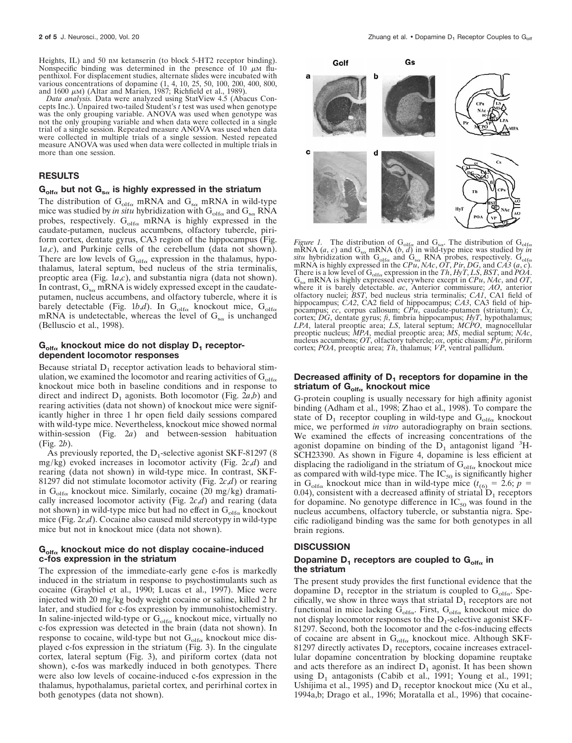Heights, IL) and 50 nM ketanserin (to block 5-HT2 receptor binding). Nonspecific binding was determined in the presence of 10 $\mu$M flupenthixol. For displacement studies, alternate slides were incubated with various concentrations of dopamine (1, 4, 10, 25, 50, 100, 200, 400, 800, and 1600 $\mu$M) (Altar and Marien, 1987; Richfield et al., 1989).

*Data analysis.* Data were analyzed using StatView 4.5 (Abacus Concepts Inc.). Unpaired two-tailed Student's *t* test was used when genotype was the only grouping variable. ANOVA was used when genotype was not the only grouping variable and when data were collected in a single trial of a single session. Repeated measure ANOVA was used when data were collected in multiple trials of a single session. Nested repeated measure ANOVA was used when data were collected in multiple trials in more than one session.

## RESULTS

### $G_{olf\alpha}$ but not $G_{s\alpha}$ is highly expressed in the striatum

The distribution of $G_{olf\alpha}$ mRNA and $G_{s\alpha}$ mRNA in wild-type mice was studied by *in situ* hybridization with $G_{olf\alpha}$ and $G_{s\alpha}$ RNA probes, respectively. $G_{olf\alpha}$ mRNA is highly expressed in the caudate-putamen, nucleus accumbens, olfactory tubercle, piriform cortex, dentate gyrus, CA3 region of the hippocampus (Fig. 1*a*,*c*), and Purkinje cells of the cerebellum (data not shown). There are low levels of $G_{olf\alpha}$ expression in the thalamus, hypothalamus, lateral septum, bed nucleus of the stria terminalis, preoptic area (Fig. 1*a*,*c*), and substantia nigra (data not shown). In contrast, $G_{s\alpha}$ mRNA is widely expressed except in the caudate-putamen, nucleus accumbens, and olfactory tubercle, where it is barely detectable (Fig. 1*b*,*d*). In $G_{olf\alpha}$ knockout mice, $G_{olf\alpha}$ mRNA is undetectable, whereas the level of $G_{s\alpha}$ is unchanged (Belluscio et al., 1998).

### $G_{olf\alpha}$ knockout mice do not display $D_1$ receptor-dependent locomotor responses

Because striatal $D_1$ receptor activation leads to behavioral stimulation, we examined the locomotor and rearing activities of $G_{olf\alpha}$ knockout mice both in baseline conditions and in response to direct and indirect $D_1$ agonists. Both locomotor (Fig. 2*a*,*b*) and rearing activities (data not shown) of knockout mice were significantly higher in three 1 hr open field daily sessions compared with wild-type mice. Nevertheless, knockout mice showed normal within-session (Fig. 2*a*) and between-session habituation (Fig. 2*b*).

As previously reported, the $D_1$-selective agonist SKF-81297 (8 mg/kg) evoked increases in locomotor activity (Fig. 2*c*,*d*) and rearing (data not shown) in wild-type mice. In contrast, SKF-81297 did not stimulate locomotor activity (Fig. 2*c*,*d*) or rearing in $G_{olf\alpha}$ knockout mice. Similarly, cocaine (20 mg/kg) dramatically increased locomotor activity (Fig. 2*c*,*d*) and rearing (data not shown) in wild-type mice but had no effect in $G_{olf\alpha}$ knockout mice (Fig. 2*c*,*d*). Cocaine also caused mild stereotypy in wild-type mice but not in knockout mice (data not shown).

### $G_{olf\alpha}$ knockout mice do not display cocaine-induced c-fos expression in the striatum

The expression of the immediate-early gene c-fos is markedly induced in the striatum in response to psychostimulants such as cocaine (Graybiel et al., 1990; Lucas et al., 1997). Mice were injected with 20 mg/kg body weight cocaine or saline, killed 2 hr later, and studied for c-fos expression by immunohistochemistry. In saline-injected wild-type or $G_{olf\alpha}$ knockout mice, virtually no c-fos expression was detected in the brain (data not shown). In response to cocaine, wild-type but not $G_{olf\alpha}$ knockout mice displayed c-fos expression in the striatum (Fig. 3). In the cingulate cortex, lateral septum (Fig. 3), and piriform cortex (data not shown), c-fos was markedly induced in both genotypes. There were also low levels of cocaine-induced c-fos expression in the thalamus, hypothalamus, parietal cortex, and perirhinal cortex in both genotypes (data not shown).

*Figure 1.* The distribution of $G_{olf\alpha}$ and $G_{s\alpha}$. The distribution of $G_{olf\alpha}$ mRNA (*a*, *c*) and $G_{s\alpha}$ mRNA (*b*, *d*) in wild-type mice was studied by *in situ* hybridization with $G_{olf\alpha}$ and $G_{s\alpha}$ RNA probes, respectively. $G_{olf\alpha}$ mRNA is highly expressed in the *CPu*, *NAc*, *OT*, *Pir*, *DG*, and *CA3* (*a*, *c*). There is a low level of $G_{olf\alpha}$ expression in the *Th*, *HyT*, *LS*, *BST*, and *POA*. $G_{s\alpha}$ mRNA is highly expressed everywhere except in *CPu*, *NAc*, and *OT*, where it is barely detectable. *ac*, Anterior commissure; *AO*, anterior olfactory nuclei; *BST*, bed nucleus stria terminalis; *CA1*, CA1 field of hippocampus; *CA2*, CA2 field of hippocampus; *CA3*, CA3 field of hippocampus; *cc*, corpus callosum; *CPu*, caudate-putamen (striatum); *Cx*, cortex; *DG*, dentate gyrus; *fi*, fimbria hippocampus; *HyT*, hypothalamus; *LPA*, lateral preoptic area; *LS*, lateral septum; *MCPO*, magnocellular preoptic nucleus; *MPA*, medial preoptic area; *MS*, medial septum; *NAc*, nucleus accumbens; *OT*, olfactory tubercle; *ox*, optic chiasm; *Pir*, piriform cortex; *POA*, preoptic area; *Th*, thalamus; *VP*, ventral pallidum.

### Decreased affinity of $D_1$ receptors for dopamine in the striatum of $G_{olf\alpha}$ knockout mice

G-protein coupling is usually necessary for high affinity agonist binding (Adham et al., 1998; Zhao et al., 1998). To compare the state of $D_1$ receptor coupling in wild-type and $G_{olf\alpha}$ knockout mice, we performed *in vitro* autoradiography on brain sections. We examined the effects of increasing concentrations of the agonist dopamine on binding of the $D_1$ antagonist ligand $^3$H-SCH23390. As shown in Figure 4, dopamine is less efficient at displacing the radioligand in the striatum of $G_{olf\alpha}$ knockout mice as compared with wild-type mice. The $IC_{50}$ is significantly higher in $G_{olf\alpha}$ knockout mice than in wild-type mice ($t_{(6)} = 2.6$; $p = 0.04$), consistent with a decreased affinity of striatal $D_1$ receptors for dopamine. No genotype difference in $IC_{50}$ was found in the nucleus accumbens, olfactory tubercle, or substantia nigra. Specific radioligand binding was the same for both genotypes in all brain regions.

## DISCUSSION

### Dopamine $D_1$ receptors are coupled to $G_{olf\alpha}$ in the striatum

The present study provides the first functional evidence that the dopamine $D_1$ receptor in the striatum is coupled to $G_{olf\alpha}$. Specifically, we show in three ways that striatal $D_1$ receptors are not functional in mice lacking $G_{olf\alpha}$. First, $G_{olf\alpha}$ knockout mice do not display locomotor responses to the $D_1$-selective agonist SKF-81297. Second, both the locomotor and the c-fos-inducing effects of cocaine are absent in $G_{olf\alpha}$ knockout mice. Although SKF-81297 directly activates $D_1$ receptors, cocaine increases extracellular dopamine concentration by blocking dopamine reuptake and acts therefore as an indirect $D_1$ agonist. It has been shown using $D_1$ antagonists (Cabib et al., 1991; Young et al., 1991; Ushijima et al., 1995) and $D_1$ receptor knockout mice (Xu et al., 1994a,b; Drago et al., 1996; Moratalla et al., 1996) that cocaine-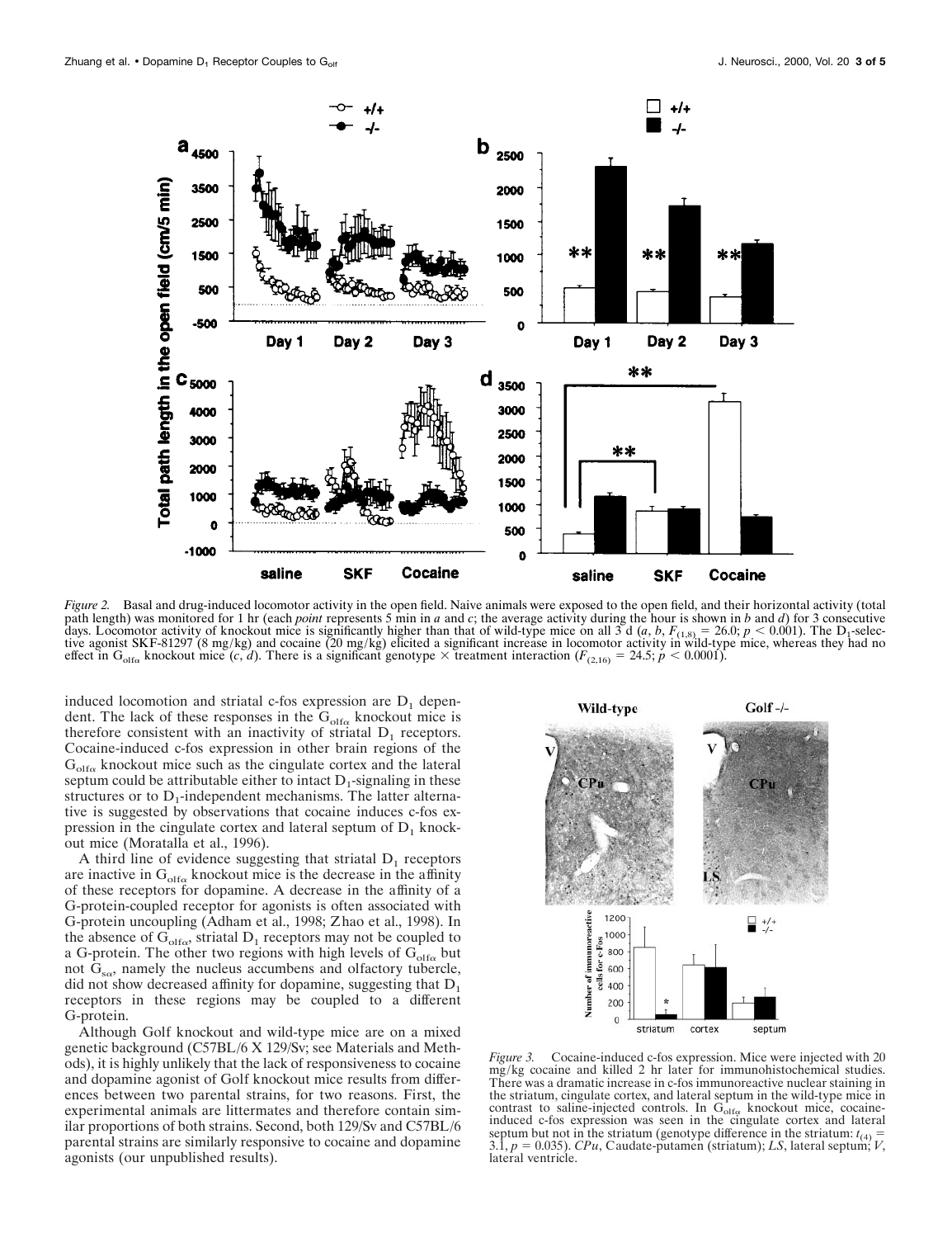*Figure 2.* Basal and drug-induced locomotor activity in the open field. Naive animals were exposed to the open field, and their horizontal activity (total path length) was monitored for 1 hr (each *point* represents 5 min in *a* and *c*; the average activity during the hour is shown in *b* and *d*) for 3 consecutive days. Locomotor activity of knockout mice is significantly higher than that of wild-type mice on all 3 d (*a*, *b*, $F_{(1,8)} = 26.0$; $p < 0.001$). The $D_1$-selective agonist SKF-81297 (8 mg/kg) and cocaine (20 mg/kg) elicited a significant increase in locomotor activity in wild-type mice, whereas they had no effect in $G_{olf\alpha}$ knockout mice (*c*, *d*). There is a significant genotype × treatment interaction ($F_{(2,16)} = 24.5$; $p < 0.0001$).

induced locomotion and striatal c-fos expression are $D_1$ dependent. The lack of these responses in the $G_{olf\alpha}$ knockout mice is therefore consistent with an inactivity of striatal $D_1$ receptors. Cocaine-induced c-fos expression in other brain regions of the $G_{olf\alpha}$ knockout mice such as the cingulate cortex and the lateral septum could be attributable either to intact $D_1$-signaling in these structures or to $D_1$-independent mechanisms. The latter alternative is suggested by observations that cocaine induces c-fos expression in the cingulate cortex and lateral septum of $D_1$ knockout mice (Moratalla et al., 1996).

A third line of evidence suggesting that striatal $D_1$ receptors are inactive in $G_{olf\alpha}$ knockout mice is the decrease in the affinity of these receptors for dopamine. A decrease in the affinity of a G-protein-coupled receptor for agonists is often associated with G-protein uncoupling (Adham et al., 1998; Zhao et al., 1998). In the absence of $G_{olf\alpha}$, striatal $D_1$ receptors may not be coupled to a G-protein. The other two regions with high levels of $G_{olf\alpha}$ but not $G_{s\alpha}$, namely the nucleus accumbens and olfactory tubercle, did not show decreased affinity for dopamine, suggesting that $D_1$ receptors in these regions may be coupled to a different G-protein.

Although Golf knockout and wild-type mice are on a mixed genetic background (C57BL/6 X 129/Sv; see Materials and Methods), it is highly unlikely that the lack of responsiveness to cocaine and dopamine agonist of Golf knockout mice results from differences between two parental strains, for two reasons. First, the experimental animals are littermates and therefore contain similar proportions of both strains. Second, both 129/Sv and C57BL/6 parental strains are similarly responsive to cocaine and dopamine agonists (our unpublished results).

*Figure 3.* Cocaine-induced c-fos expression. Mice were injected with 20 mg/kg cocaine and killed 2 hr later for immunohistochemical studies. There was a dramatic increase in c-fos immunoreactive nuclear staining in the striatum, cingulate cortex, and lateral septum in the wild-type mice in contrast to saline-injected controls. In $G_{olf\alpha}$ knockout mice, cocaine-induced c-fos expression was seen in the cingulate cortex and lateral septum but not in the striatum (genotype difference in the striatum: $t_{(4)} = 3.1$, $p = 0.035$). *CPu*, Caudate-putamen (striatum); *LS*, lateral septum; *V*, lateral ventricle.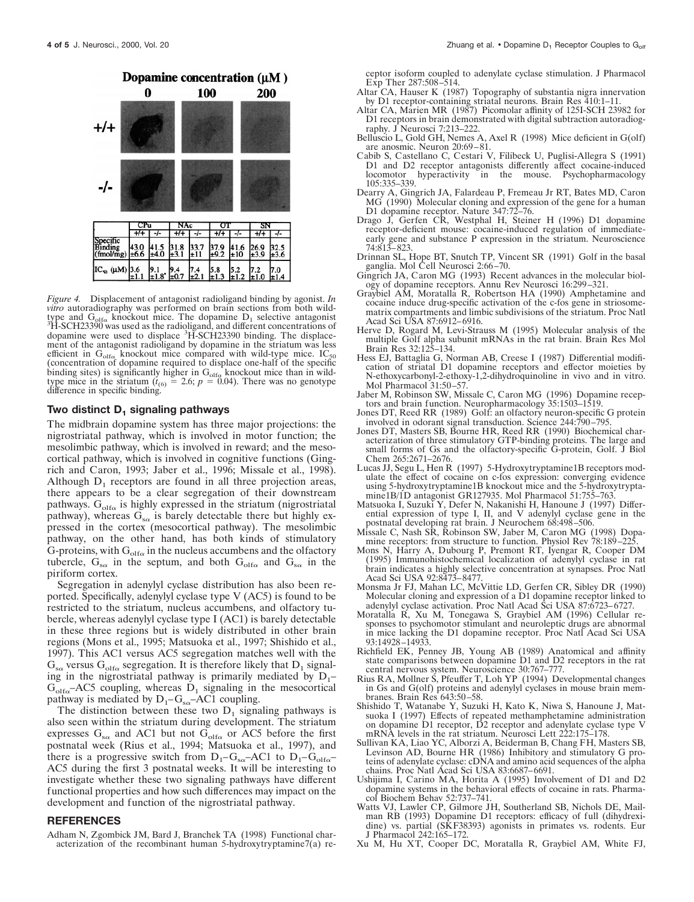**Dopamine concentration (μM)**

| | 0 | 100 | 200 |
|---|---|---|---|
| +/+ | | | |
| -/- | | | |

| | CPu | | NAc | | OT | | SN | |
|---|---|---|---|---|---|---|---|---|
| | +/+ | -/- | +/+ | -/- | +/+ | -/- | +/+ | -/- |
| Specific Binding (fmol/mg) | 43.0 ±6.6 | 41.5 ±4.0 | 31.8 ±3.1 | 33.7 ±11 | 37.9 ±9.2 | 41.6 ±10 | 26.9 ±3.9 | 32.5 ±3.6 |
| $IC_{50}$ (μM) | 3.6 ±1.1 | 9.1 ±1.8* | 9.4 ±0.7 | 7.4 ±2.1 | 5.8 ±1.3 | 5.2 ±1.2 | 7.2 ±1.0 | 7.0 ±1.4 |

*Figure 4.* Displacement of antagonist radioligand binding by agonist. *In vitro* autoradiography was performed on brain sections from both wild-type and $G_{olf\alpha}$ knockout mice. The dopamine $D_1$ selective antagonist $^3$H-SCH23390 was used as the radioligand, and different concentrations of dopamine were used to displace $^3$H-SCH23390 binding. The displacement of the antagonist radioligand by dopamine in the striatum was less efficient in $G_{olf\alpha}$ knockout mice compared with wild-type mice. $IC_{50}$ (concentration of dopamine required to displace one-half of the specific binding sites) is significantly higher in $G_{olf\alpha}$ knockout mice than in wild-type mice in the striatum ($t_{(6)} = 2.6$; $p = 0.04$). There was no genotype difference in specific binding.

## Two distinct $D_1$ signaling pathways

The midbrain dopamine system has three major projections: the nigrostriatal pathway, which is involved in motor function; the mesolimbic pathway, which is involved in reward; and the mesocortical pathway, which is involved in cognitive functions (Gingrich and Caron, 1993; Jaber et al., 1996; Missale et al., 1998). Although $D_1$ receptors are found in all three projection areas, there appears to be a clear segregation of their downstream pathways. $G_{olf\alpha}$ is highly expressed in the striatum (nigrostriatal pathway), whereas $G_{s\alpha}$ is barely detectable there but highly expressed in the cortex (mesocortical pathway). The mesolimbic pathway, on the other hand, has both kinds of stimulatory G-proteins, with $G_{olf\alpha}$ in the nucleus accumbens and the olfactory tubercle, $G_{s\alpha}$ in the septum, and both $G_{olf\alpha}$ and $G_{s\alpha}$ in the piriform cortex.

Segregation in adenylyl cyclase distribution has also been reported. Specifically, adenylyl cyclase type V (AC5) is found to be restricted to the striatum, nucleus accumbens, and olfactory tubercle, whereas adenylyl cyclase type I (AC1) is barely detectable in these three regions but is widely distributed in other brain regions (Mons et al., 1995; Matsuoka et al., 1997; Shishido et al., 1997). This AC1 versus AC5 segregation matches well with the $G_{s\alpha}$ versus $G_{olf\alpha}$ segregation. It is therefore likely that $D_1$ signaling in the nigrostriatal pathway is primarily mediated by $D_1$–$G_{olf\alpha}$–AC5 coupling, whereas $D_1$ signaling in the mesocortical pathway is mediated by $D_1$–$G_{s\alpha}$–AC1 coupling.

The distinction between these two $D_1$ signaling pathways is also seen within the striatum during development. The striatum expresses $G_{s\alpha}$ and AC1 but not $G_{olf\alpha}$ or AC5 before the first postnatal week (Rius et al., 1994; Matsuoka et al., 1997), and there is a progressive switch from $D_1$–$G_{s\alpha}$–AC1 to $D_1$–$G_{olf\alpha}$–AC5 during the first 3 postnatal weeks. It will be interesting to investigate whether these two signaling pathways have different functional properties and how such differences may impact on the development and function of the nigrostriatal pathway.

## REFERENCES

Adham N, Zgombick JM, Bard J, Branchek TA (1998) Functional characterization of the recombinant human 5-hydroxytryptamine7(a) receptor isoform coupled to adenylate cyclase stimulation. J Pharmacol Exp Ther 287:508–514.

Altar CA, Hauser K (1987) Topography of substantia nigra innervation by D1 receptor-containing striatal neurons. Brain Res 410:1–11.

Altar CA, Marien MR (1987) Picomolar affinity of 125I-SCH 23982 for D1 receptors in brain demonstrated with digital subtraction autoradiography. J Neurosci 7:213–222.

Belluscio L, Gold GH, Nemes A, Axel R (1998) Mice deficient in G(olf) are anosmic. Neuron 20:69–81.

Cabib S, Castellano C, Cestari V, Filibeck U, Puglisi-Allegra S (1991) D1 and D2 receptor antagonists differently affect cocaine-induced locomotor hyperactivity in the mouse. Psychopharmacology 105:335–339.

Dearry A, Gingrich JA, Falardeau P, Fremeau Jr RT, Bates MD, Caron MG (1990) Molecular cloning and expression of the gene for a human D1 dopamine receptor. Nature 347:72–76.

Drago J, Gerfen CR, Westphal H, Steiner H (1996) D1 dopamine receptor-deficient mouse: cocaine-induced regulation of immediate-early gene and substance P expression in the striatum. Neuroscience 74:813–823.

Drinnan SL, Hope BT, Snutch TP, Vincent SR (1991) Golf in the basal ganglia. Mol Cell Neurosci 2:66–70.

Gingrich JA, Caron MG (1993) Recent advances in the molecular biology of dopamine receptors. Annu Rev Neurosci 16:299–321.

Graybiel AM, Moratalla R, Robertson HA (1990) Amphetamine and cocaine induce drug-specific activation of the c-fos gene in striosome-matrix compartments and limbic subdivisions of the striatum. Proc Natl Acad Sci USA 87:6912–6916.

Herve D, Rogard M, Levi-Strauss M (1995) Molecular analysis of the multiple Golf alpha subunit mRNAs in the rat brain. Brain Res Mol Brain Res 32:125–134.

Hess EJ, Battaglia G, Norman AB, Creese I (1987) Differential modification of striatal D1 dopamine receptors and effector moieties by N-ethoxycarbonyl-2-ethoxy-1,2-dihydroquinoline in vivo and in vitro. Mol Pharmacol 31:50–57.

Jaber M, Robinson SW, Missale C, Caron MG (1996) Dopamine receptors and brain function. Neuropharmacology 35:1503–1519.

Jones DT, Reed RR (1989) Golf: an olfactory neuron-specific G protein involved in odorant signal transduction. Science 244:790–795.

Jones DT, Masters SB, Bourne HR, Reed RR (1990) Biochemical characterization of three stimulatory GTP-binding proteins. The large and small forms of Gs and the olfactory-specific G-protein, Golf. J Biol Chem 265:2671–2676.

Lucas JJ, Segu L, Hen R (1997) 5-Hydroxytryptamine1B receptors modulate the effect of cocaine on c-fos expression: converging evidence using 5-hydroxytryptamine1B knockout mice and the 5-hydroxytryptamine1B/1D antagonist GR127935. Mol Pharmacol 51:755–763.

Matsuoka I, Suzuki Y, Defer N, Nakanishi H, Hanoune J (1997) Differential expression of type I, II, and V adenylyl cyclase gene in the postnatal developing rat brain. J Neurochem 68:498–506.

Missale C, Nash SR, Robinson SW, Jaber M, Caron MG (1998) Dopamine receptors: from structure to function. Physiol Rev 78:189–225.

Mons N, Harry A, Dubourg P, Premont RT, Iyengar R, Cooper DM (1995) Immunohistochemical localization of adenylyl cyclase in rat brain indicates a highly selective concentration at synapses. Proc Natl Acad Sci USA 92:8473–8477.

Monsma Jr FJ, Mahan LC, McVittie LD, Gerfen CR, Sibley DR (1990) Molecular cloning and expression of a D1 dopamine receptor linked to adenylyl cyclase activation. Proc Natl Acad Sci USA 87:6723–6727.

Moratalla R, Xu M, Tonegawa S, Graybiel AM (1996) Cellular responses to psychomotor stimulant and neuroleptic drugs are abnormal in mice lacking the D1 dopamine receptor. Proc Natl Acad Sci USA 93:14928–14933.

Richfield EK, Penney JB, Young AB (1989) Anatomical and affinity state comparisons between dopamine D1 and D2 receptors in the rat central nervous system. Neuroscience 30:767–777.

Rius RA, Mollner S, Pfeuffer T, Loh YP (1994) Developmental changes in Gs and G(olf) proteins and adenylyl cyclases in mouse brain membranes. Brain Res 643:50–58.

Shishido T, Watanabe Y, Suzuki H, Kato K, Niwa S, Hanoune J, Matsuoka I (1997) Effects of repeated methamphetamine administration on dopamine D1 receptor, D2 receptor and adenylate cyclase type V mRNA levels in the rat striatum. Neurosci Lett 222:175–178.

Sullivan KA, Liao YC, Alborzi A, Beiderman B, Chang FH, Masters SB, Levinson AD, Bourne HR (1986) Inhibitory and stimulatory G proteins of adenylate cyclase: cDNA and amino acid sequences of the alpha chains. Proc Natl Acad Sci USA 83:6687–6691.

Ushijima I, Carino MA, Horita A (1995) Involvement of D1 and D2 dopamine systems in the behavioral effects of cocaine in rats. Pharmacol Biochem Behav 52:737–741.

Watts VJ, Lawler CP, Gilmore JH, Southerland SB, Nichols DE, Mailman RB (1993) Dopamine D1 receptors: efficacy of full (dihydrexidine) vs. partial (SKF38393) agonists in primates vs. rodents. Eur J Pharmacol 242:165–172.

Xu M, Hu XT, Cooper DC, Moratalla R, Graybiel AM, White FJ,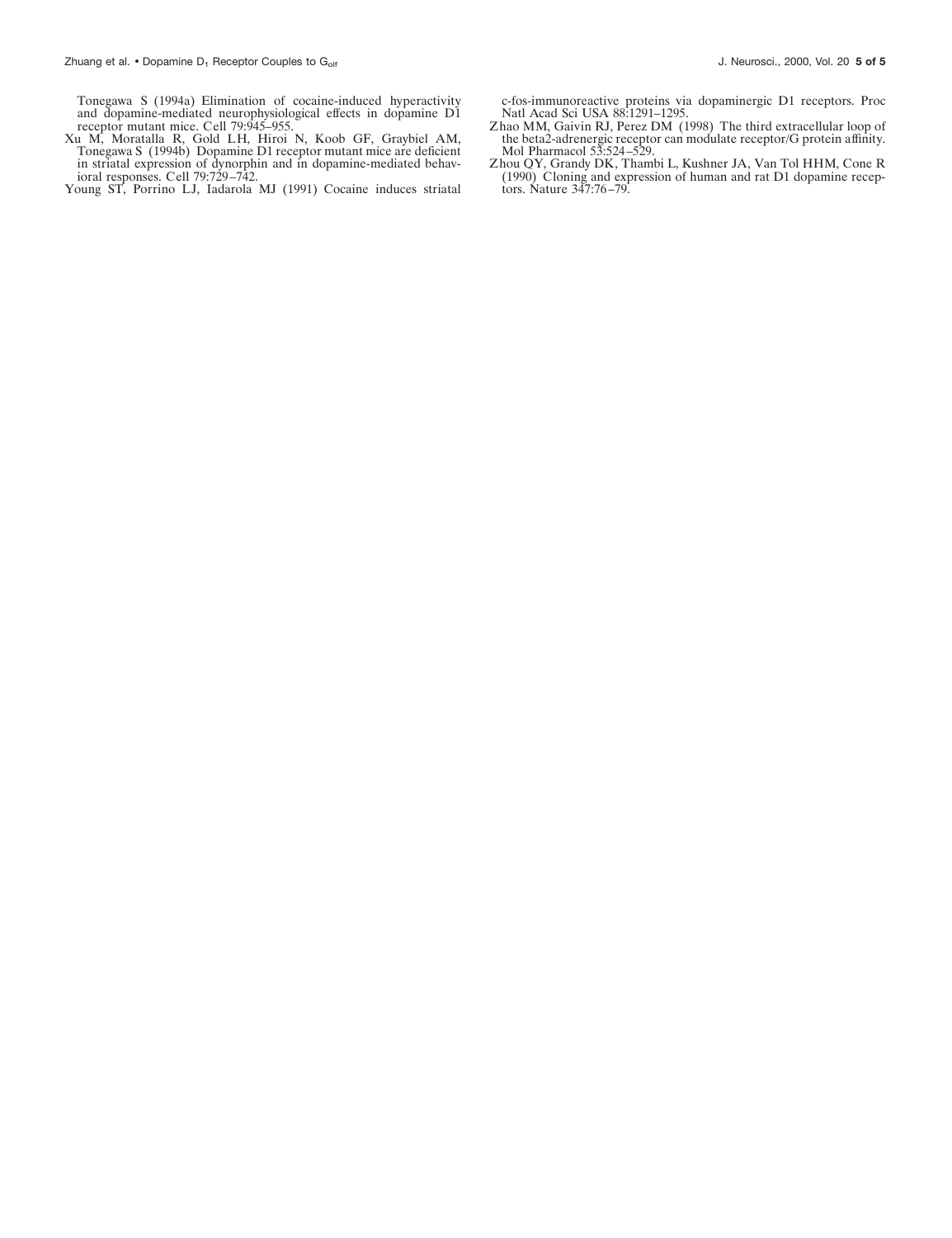Tonegawa S (1994a) Elimination of cocaine-induced hyperactivity and dopamine-mediated neurophysiological effects in dopamine D1 receptor mutant mice. Cell 79:945–955.

Xu M, Moratalla R, Gold LH, Hiroi N, Koob GF, Graybiel AM, Tonegawa S (1994b) Dopamine D1 receptor mutant mice are deficient in striatal expression of dynorphin and in dopamine-mediated behavioral responses. Cell 79:729–742.

Young ST, Porrino LJ, Iadarola MJ (1991) Cocaine induces striatal c-fos-immunoreactive proteins via dopaminergic D1 receptors. Proc Natl Acad Sci USA 88:1291–1295.

Zhao MM, Gaivin RJ, Perez DM (1998) The third extracellular loop of the beta2-adrenergic receptor can modulate receptor/G protein affinity. Mol Pharmacol 53:524–529.

Zhou QY, Grandy DK, Thambi L, Kushner JA, Van Tol HHM, Cone R (1990) Cloning and expression of human and rat D1 dopamine receptors. Nature 347:76–79.